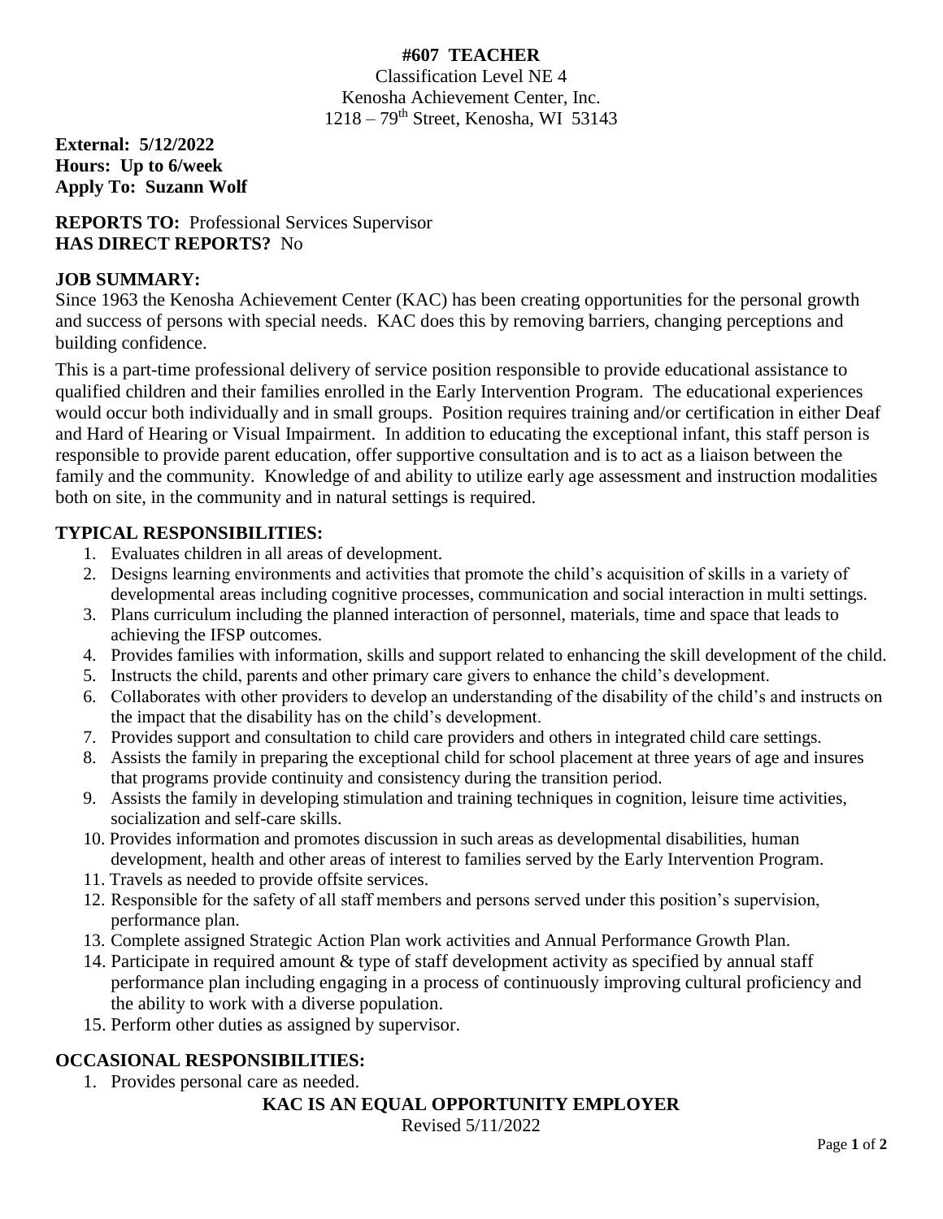# #607 TEACHER

Classification Level NE 4
Kenosha Achievement Center, Inc.
1218 – 79th Street, Kenosha, WI 53143

**External: 5/12/2022**
**Hours: Up to 6/week**
**Apply To: Suzann Wolf**

**REPORTS TO:** Professional Services Supervisor
**HAS DIRECT REPORTS?** No

## JOB SUMMARY:

Since 1963 the Kenosha Achievement Center (KAC) has been creating opportunities for the personal growth and success of persons with special needs. KAC does this by removing barriers, changing perceptions and building confidence.

This is a part-time professional delivery of service position responsible to provide educational assistance to qualified children and their families enrolled in the Early Intervention Program. The educational experiences would occur both individually and in small groups. Position requires training and/or certification in either Deaf and Hard of Hearing or Visual Impairment. In addition to educating the exceptional infant, this staff person is responsible to provide parent education, offer supportive consultation and is to act as a liaison between the family and the community. Knowledge of and ability to utilize early age assessment and instruction modalities both on site, in the community and in natural settings is required.

## TYPICAL RESPONSIBILITIES:

1. Evaluates children in all areas of development.
2. Designs learning environments and activities that promote the child's acquisition of skills in a variety of developmental areas including cognitive processes, communication and social interaction in multi settings.
3. Plans curriculum including the planned interaction of personnel, materials, time and space that leads to achieving the IFSP outcomes.
4. Provides families with information, skills and support related to enhancing the skill development of the child.
5. Instructs the child, parents and other primary care givers to enhance the child's development.
6. Collaborates with other providers to develop an understanding of the disability of the child's and instructs on the impact that the disability has on the child's development.
7. Provides support and consultation to child care providers and others in integrated child care settings.
8. Assists the family in preparing the exceptional child for school placement at three years of age and insures that programs provide continuity and consistency during the transition period.
9. Assists the family in developing stimulation and training techniques in cognition, leisure time activities, socialization and self-care skills.
10. Provides information and promotes discussion in such areas as developmental disabilities, human development, health and other areas of interest to families served by the Early Intervention Program.
11. Travels as needed to provide offsite services.
12. Responsible for the safety of all staff members and persons served under this position's supervision, performance plan.
13. Complete assigned Strategic Action Plan work activities and Annual Performance Growth Plan.
14. Participate in required amount & type of staff development activity as specified by annual staff performance plan including engaging in a process of continuously improving cultural proficiency and the ability to work with a diverse population.
15. Perform other duties as assigned by supervisor.

## OCCASIONAL RESPONSIBILITIES:

1. Provides personal care as needed.

**KAC IS AN EQUAL OPPORTUNITY EMPLOYER**

Revised 5/11/2022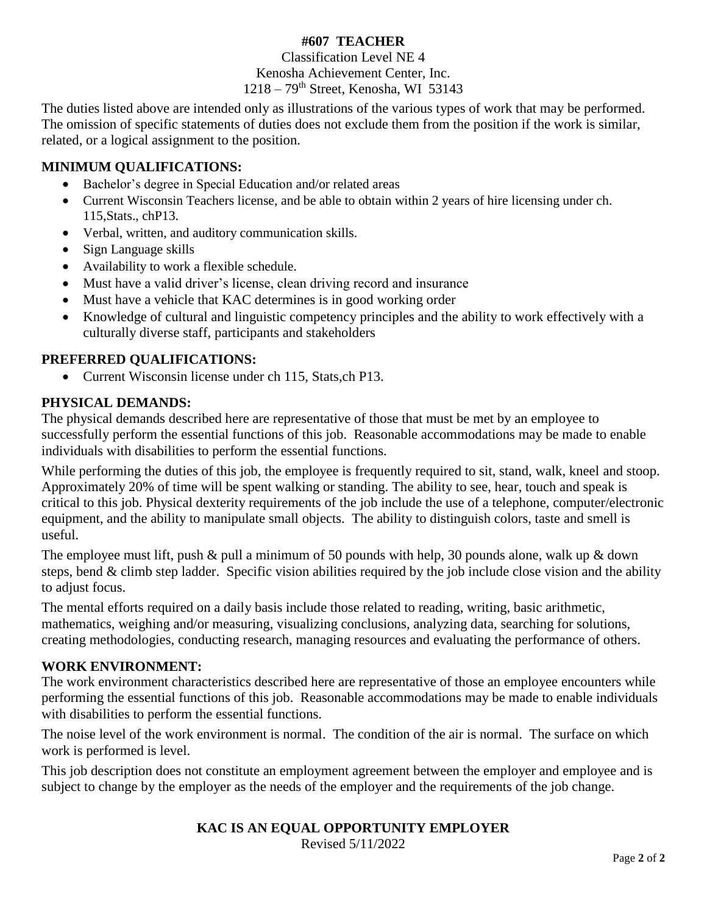**#607 TEACHER**

Classification Level NE 4
Kenosha Achievement Center, Inc.
1218 – 79th Street, Kenosha, WI 53143

The duties listed above are intended only as illustrations of the various types of work that may be performed. The omission of specific statements of duties does not exclude them from the position if the work is similar, related, or a logical assignment to the position.

## MINIMUM QUALIFICATIONS:

- Bachelor's degree in Special Education and/or related areas
- Current Wisconsin Teachers license, and be able to obtain within 2 years of hire licensing under ch. 115,Stats., chP13.
- Verbal, written, and auditory communication skills.
- Sign Language skills
- Availability to work a flexible schedule.
- Must have a valid driver's license, clean driving record and insurance
- Must have a vehicle that KAC determines is in good working order
- Knowledge of cultural and linguistic competency principles and the ability to work effectively with a culturally diverse staff, participants and stakeholders

## PREFERRED QUALIFICATIONS:

- Current Wisconsin license under ch 115, Stats,ch P13.

## PHYSICAL DEMANDS:

The physical demands described here are representative of those that must be met by an employee to successfully perform the essential functions of this job. Reasonable accommodations may be made to enable individuals with disabilities to perform the essential functions.

While performing the duties of this job, the employee is frequently required to sit, stand, walk, kneel and stoop. Approximately 20% of time will be spent walking or standing. The ability to see, hear, touch and speak is critical to this job. Physical dexterity requirements of the job include the use of a telephone, computer/electronic equipment, and the ability to manipulate small objects. The ability to distinguish colors, taste and smell is useful.

The employee must lift, push & pull a minimum of 50 pounds with help, 30 pounds alone, walk up & down steps, bend & climb step ladder. Specific vision abilities required by the job include close vision and the ability to adjust focus.

The mental efforts required on a daily basis include those related to reading, writing, basic arithmetic, mathematics, weighing and/or measuring, visualizing conclusions, analyzing data, searching for solutions, creating methodologies, conducting research, managing resources and evaluating the performance of others.

## WORK ENVIRONMENT:

The work environment characteristics described here are representative of those an employee encounters while performing the essential functions of this job. Reasonable accommodations may be made to enable individuals with disabilities to perform the essential functions.

The noise level of the work environment is normal. The condition of the air is normal. The surface on which work is performed is level.

This job description does not constitute an employment agreement between the employer and employee and is subject to change by the employer as the needs of the employer and the requirements of the job change.

**KAC IS AN EQUAL OPPORTUNITY EMPLOYER**

Revised 5/11/2022